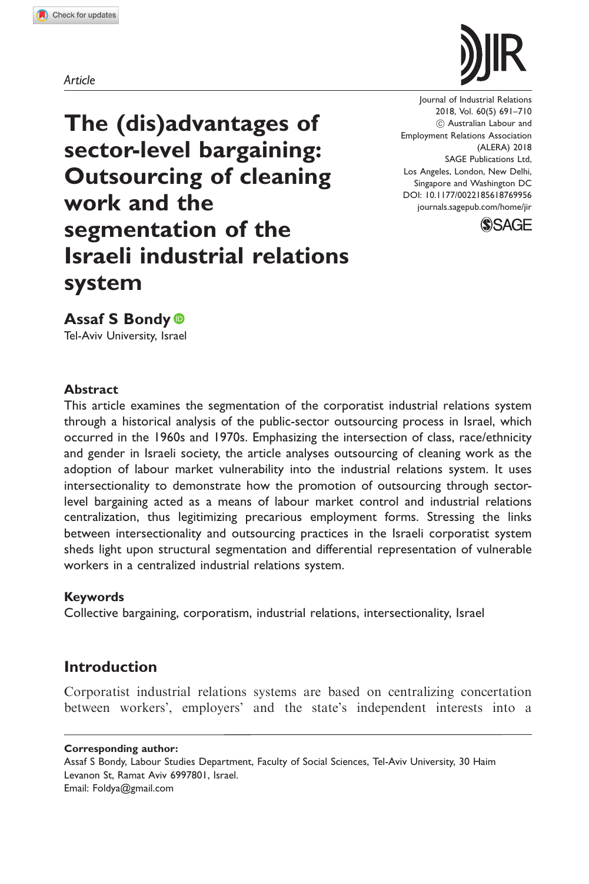*Article*

# The (dis)advantages of sector-level bargaining: Outsourcing of cleaning work and the segmentation of the Israeli industrial relations system

Journal of Industrial Relations
2018, Vol. 60(5) 691–710
© Australian Labour and Employment Relations Association (ALERA) 2018
SAGE Publications Ltd, Los Angeles, London, New Delhi, Singapore and Washington DC
DOI: 10.1177/0022185618769956
journals.sagepub.com/home/jir

**Assaf S Bondy**
Tel-Aviv University, Israel

### Abstract

This article examines the segmentation of the corporatist industrial relations system through a historical analysis of the public-sector outsourcing process in Israel, which occurred in the 1960s and 1970s. Emphasizing the intersection of class, race/ethnicity and gender in Israeli society, the article analyses outsourcing of cleaning work as the adoption of labour market vulnerability into the industrial relations system. It uses intersectionality to demonstrate how the promotion of outsourcing through sector-level bargaining acted as a means of labour market control and industrial relations centralization, thus legitimizing precarious employment forms. Stressing the links between intersectionality and outsourcing practices in the Israeli corporatist system sheds light upon structural segmentation and differential representation of vulnerable workers in a centralized industrial relations system.

### Keywords

Collective bargaining, corporatism, industrial relations, intersectionality, Israel

## Introduction

Corporatist industrial relations systems are based on centralizing concertation between workers', employers' and the state's independent interests into a

**Corresponding author:**
Assaf S Bondy, Labour Studies Department, Faculty of Social Sciences, Tel-Aviv University, 30 Haim Levanon St, Ramat Aviv 6997801, Israel.
Email: Foldya@gmail.com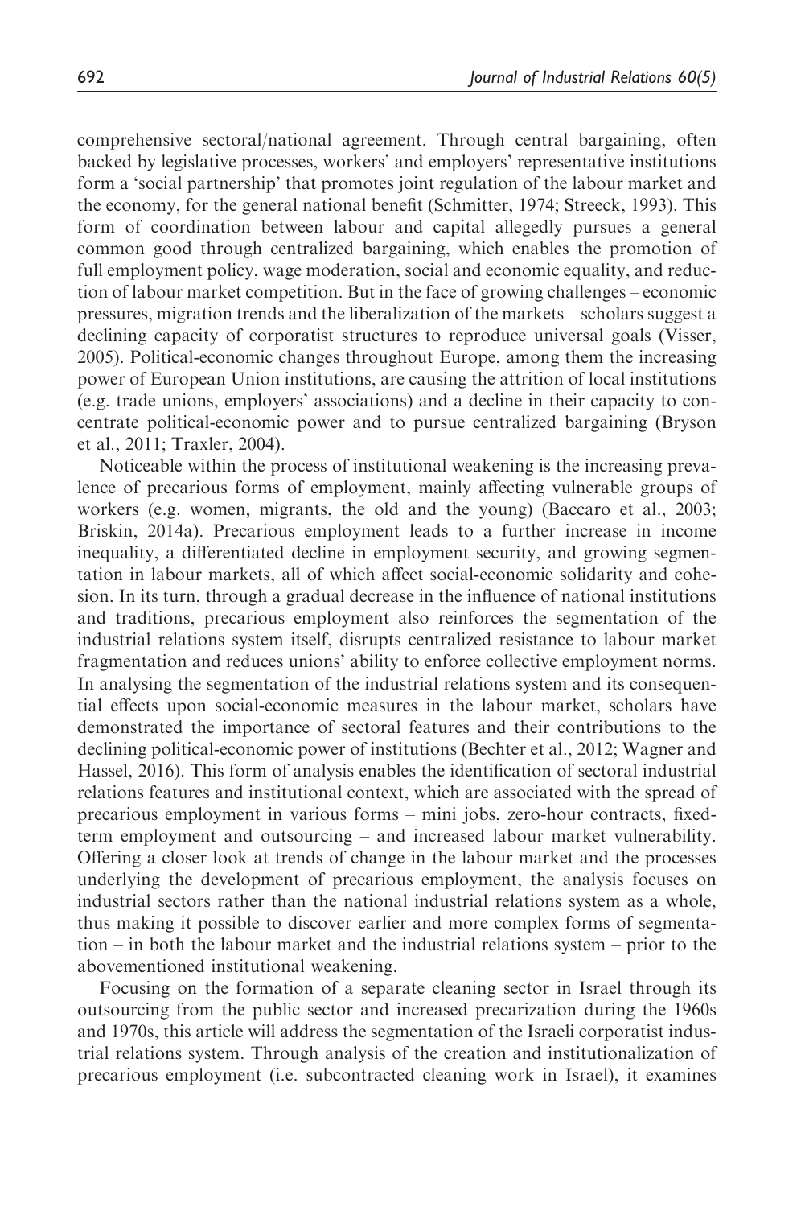comprehensive sectoral/national agreement. Through central bargaining, often backed by legislative processes, workers' and employers' representative institutions form a 'social partnership' that promotes joint regulation of the labour market and the economy, for the general national benefit (Schmitter, 1974; Streeck, 1993). This form of coordination between labour and capital allegedly pursues a general common good through centralized bargaining, which enables the promotion of full employment policy, wage moderation, social and economic equality, and reduction of labour market competition. But in the face of growing challenges – economic pressures, migration trends and the liberalization of the markets – scholars suggest a declining capacity of corporatist structures to reproduce universal goals (Visser, 2005). Political-economic changes throughout Europe, among them the increasing power of European Union institutions, are causing the attrition of local institutions (e.g. trade unions, employers' associations) and a decline in their capacity to concentrate political-economic power and to pursue centralized bargaining (Bryson et al., 2011; Traxler, 2004).

Noticeable within the process of institutional weakening is the increasing prevalence of precarious forms of employment, mainly affecting vulnerable groups of workers (e.g. women, migrants, the old and the young) (Baccaro et al., 2003; Briskin, 2014a). Precarious employment leads to a further increase in income inequality, a differentiated decline in employment security, and growing segmentation in labour markets, all of which affect social-economic solidarity and cohesion. In its turn, through a gradual decrease in the influence of national institutions and traditions, precarious employment also reinforces the segmentation of the industrial relations system itself, disrupts centralized resistance to labour market fragmentation and reduces unions' ability to enforce collective employment norms. In analysing the segmentation of the industrial relations system and its consequential effects upon social-economic measures in the labour market, scholars have demonstrated the importance of sectoral features and their contributions to the declining political-economic power of institutions (Bechter et al., 2012; Wagner and Hassel, 2016). This form of analysis enables the identification of sectoral industrial relations features and institutional context, which are associated with the spread of precarious employment in various forms – mini jobs, zero-hour contracts, fixed-term employment and outsourcing – and increased labour market vulnerability. Offering a closer look at trends of change in the labour market and the processes underlying the development of precarious employment, the analysis focuses on industrial sectors rather than the national industrial relations system as a whole, thus making it possible to discover earlier and more complex forms of segmentation – in both the labour market and the industrial relations system – prior to the abovementioned institutional weakening.

Focusing on the formation of a separate cleaning sector in Israel through its outsourcing from the public sector and increased precarization during the 1960s and 1970s, this article will address the segmentation of the Israeli corporatist industrial relations system. Through analysis of the creation and institutionalization of precarious employment (i.e. subcontracted cleaning work in Israel), it examines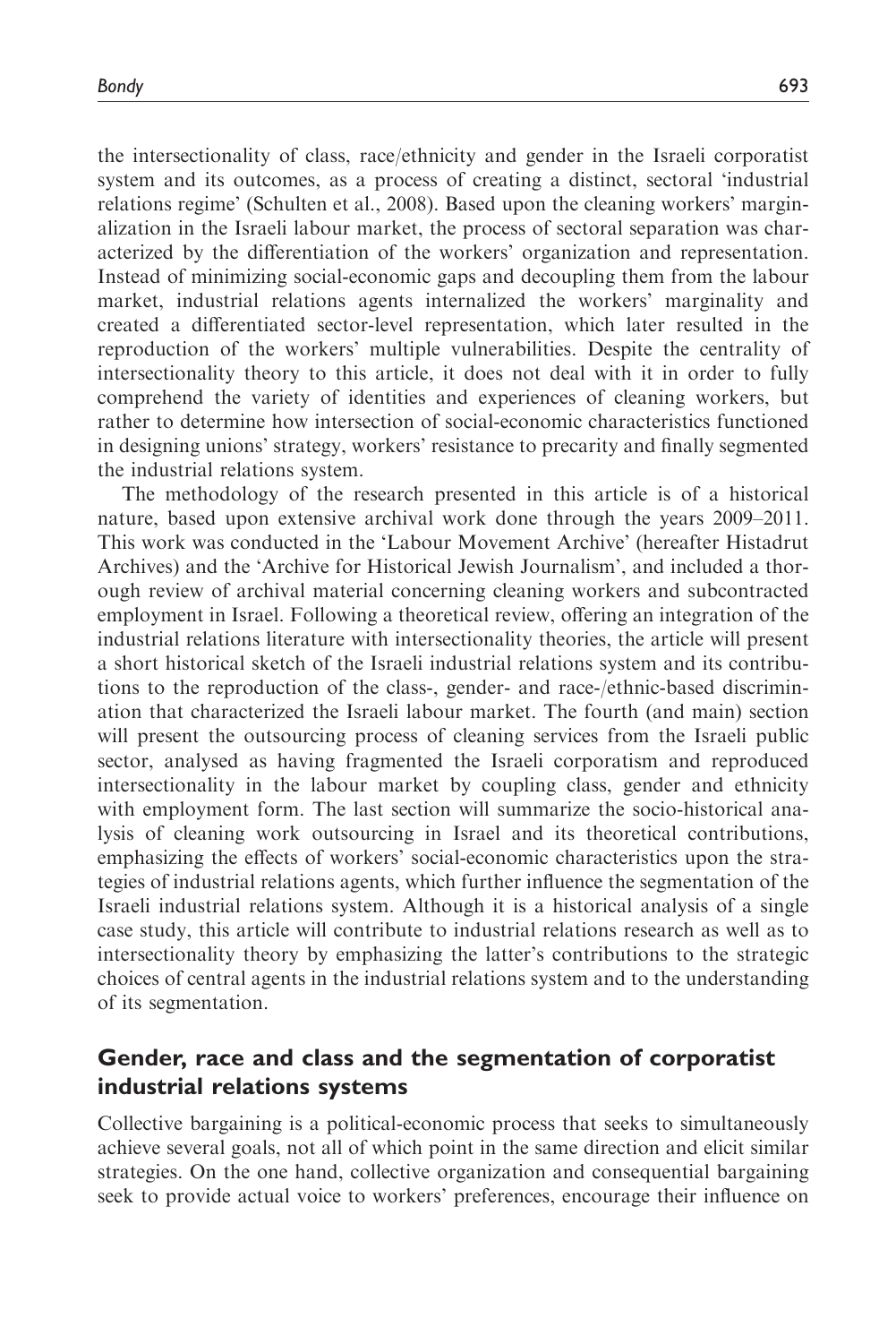the intersectionality of class, race/ethnicity and gender in the Israeli corporatist system and its outcomes, as a process of creating a distinct, sectoral 'industrial relations regime' (Schulten et al., 2008). Based upon the cleaning workers' marginalization in the Israeli labour market, the process of sectoral separation was characterized by the differentiation of the workers' organization and representation. Instead of minimizing social-economic gaps and decoupling them from the labour market, industrial relations agents internalized the workers' marginality and created a differentiated sector-level representation, which later resulted in the reproduction of the workers' multiple vulnerabilities. Despite the centrality of intersectionality theory to this article, it does not deal with it in order to fully comprehend the variety of identities and experiences of cleaning workers, but rather to determine how intersection of social-economic characteristics functioned in designing unions' strategy, workers' resistance to precarity and finally segmented the industrial relations system.

The methodology of the research presented in this article is of a historical nature, based upon extensive archival work done through the years 2009–2011. This work was conducted in the 'Labour Movement Archive' (hereafter Histadrut Archives) and the 'Archive for Historical Jewish Journalism', and included a thorough review of archival material concerning cleaning workers and subcontracted employment in Israel. Following a theoretical review, offering an integration of the industrial relations literature with intersectionality theories, the article will present a short historical sketch of the Israeli industrial relations system and its contributions to the reproduction of the class-, gender- and race-/ethnic-based discrimination that characterized the Israeli labour market. The fourth (and main) section will present the outsourcing process of cleaning services from the Israeli public sector, analysed as having fragmented the Israeli corporatism and reproduced intersectionality in the labour market by coupling class, gender and ethnicity with employment form. The last section will summarize the socio-historical analysis of cleaning work outsourcing in Israel and its theoretical contributions, emphasizing the effects of workers' social-economic characteristics upon the strategies of industrial relations agents, which further influence the segmentation of the Israeli industrial relations system. Although it is a historical analysis of a single case study, this article will contribute to industrial relations research as well as to intersectionality theory by emphasizing the latter's contributions to the strategic choices of central agents in the industrial relations system and to the understanding of its segmentation.

## Gender, race and class and the segmentation of corporatist industrial relations systems

Collective bargaining is a political-economic process that seeks to simultaneously achieve several goals, not all of which point in the same direction and elicit similar strategies. On the one hand, collective organization and consequential bargaining seek to provide actual voice to workers' preferences, encourage their influence on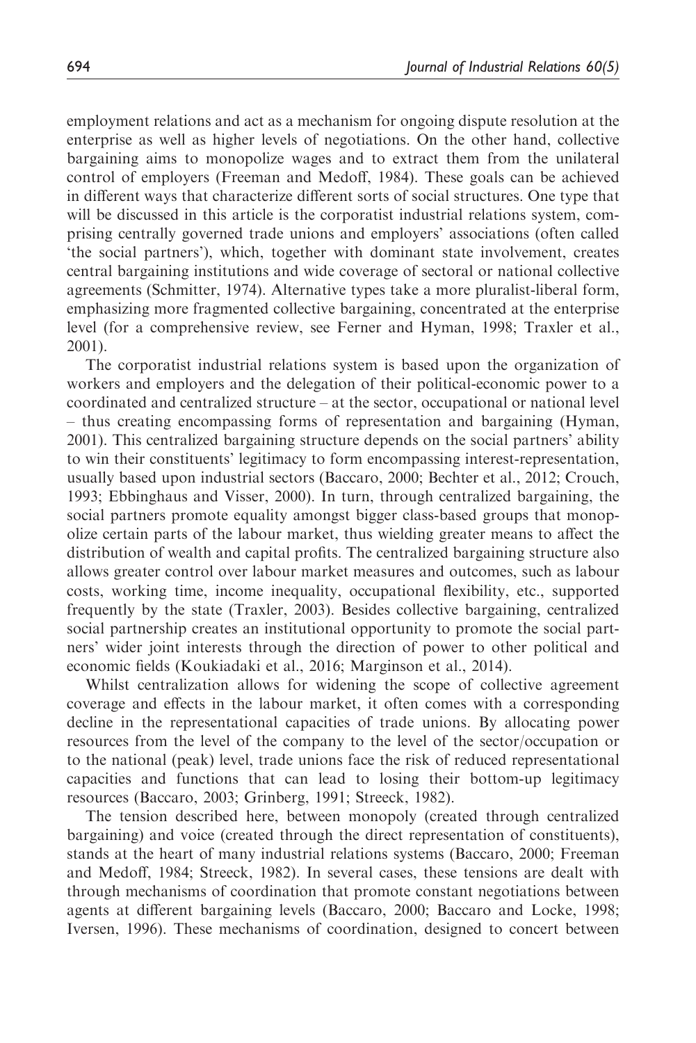employment relations and act as a mechanism for ongoing dispute resolution at the enterprise as well as higher levels of negotiations. On the other hand, collective bargaining aims to monopolize wages and to extract them from the unilateral control of employers (Freeman and Medoff, 1984). These goals can be achieved in different ways that characterize different sorts of social structures. One type that will be discussed in this article is the corporatist industrial relations system, comprising centrally governed trade unions and employers' associations (often called 'the social partners'), which, together with dominant state involvement, creates central bargaining institutions and wide coverage of sectoral or national collective agreements (Schmitter, 1974). Alternative types take a more pluralist-liberal form, emphasizing more fragmented collective bargaining, concentrated at the enterprise level (for a comprehensive review, see Ferner and Hyman, 1998; Traxler et al., 2001).

The corporatist industrial relations system is based upon the organization of workers and employers and the delegation of their political-economic power to a coordinated and centralized structure – at the sector, occupational or national level – thus creating encompassing forms of representation and bargaining (Hyman, 2001). This centralized bargaining structure depends on the social partners' ability to win their constituents' legitimacy to form encompassing interest-representation, usually based upon industrial sectors (Baccaro, 2000; Bechter et al., 2012; Crouch, 1993; Ebbinghaus and Visser, 2000). In turn, through centralized bargaining, the social partners promote equality amongst bigger class-based groups that monopolize certain parts of the labour market, thus wielding greater means to affect the distribution of wealth and capital profits. The centralized bargaining structure also allows greater control over labour market measures and outcomes, such as labour costs, working time, income inequality, occupational flexibility, etc., supported frequently by the state (Traxler, 2003). Besides collective bargaining, centralized social partnership creates an institutional opportunity to promote the social partners' wider joint interests through the direction of power to other political and economic fields (Koukiadaki et al., 2016; Marginson et al., 2014).

Whilst centralization allows for widening the scope of collective agreement coverage and effects in the labour market, it often comes with a corresponding decline in the representational capacities of trade unions. By allocating power resources from the level of the company to the level of the sector/occupation or to the national (peak) level, trade unions face the risk of reduced representational capacities and functions that can lead to losing their bottom-up legitimacy resources (Baccaro, 2003; Grinberg, 1991; Streeck, 1982).

The tension described here, between monopoly (created through centralized bargaining) and voice (created through the direct representation of constituents), stands at the heart of many industrial relations systems (Baccaro, 2000; Freeman and Medoff, 1984; Streeck, 1982). In several cases, these tensions are dealt with through mechanisms of coordination that promote constant negotiations between agents at different bargaining levels (Baccaro, 2000; Baccaro and Locke, 1998; Iversen, 1996). These mechanisms of coordination, designed to concert between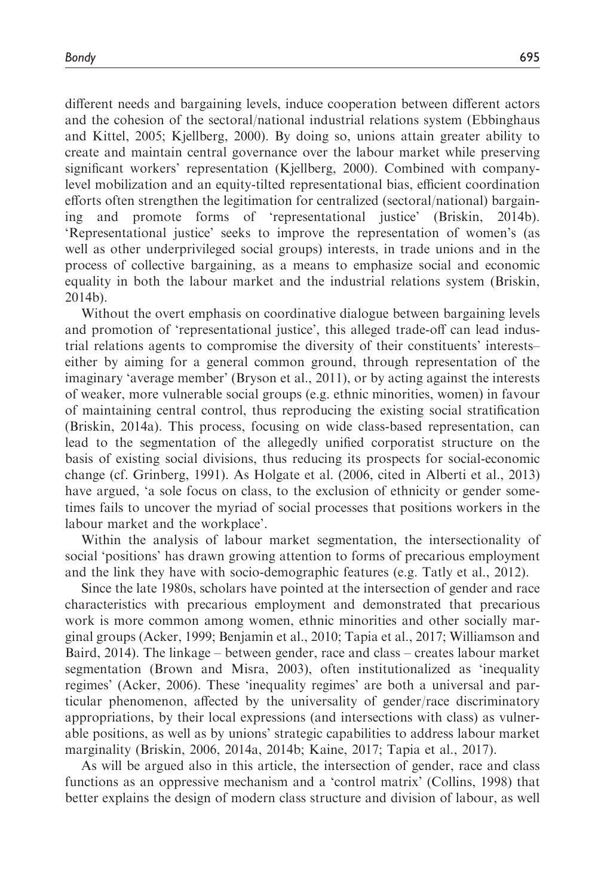different needs and bargaining levels, induce cooperation between different actors and the cohesion of the sectoral/national industrial relations system (Ebbinghaus and Kittel, 2005; Kjellberg, 2000). By doing so, unions attain greater ability to create and maintain central governance over the labour market while preserving significant workers' representation (Kjellberg, 2000). Combined with company-level mobilization and an equity-tilted representational bias, efficient coordination efforts often strengthen the legitimation for centralized (sectoral/national) bargaining and promote forms of 'representational justice' (Briskin, 2014b). 'Representational justice' seeks to improve the representation of women's (as well as other underprivileged social groups) interests, in trade unions and in the process of collective bargaining, as a means to emphasize social and economic equality in both the labour market and the industrial relations system (Briskin, 2014b).

Without the overt emphasis on coordinative dialogue between bargaining levels and promotion of 'representational justice', this alleged trade-off can lead industrial relations agents to compromise the diversity of their constituents' interests– either by aiming for a general common ground, through representation of the imaginary 'average member' (Bryson et al., 2011), or by acting against the interests of weaker, more vulnerable social groups (e.g. ethnic minorities, women) in favour of maintaining central control, thus reproducing the existing social stratification (Briskin, 2014a). This process, focusing on wide class-based representation, can lead to the segmentation of the allegedly unified corporatist structure on the basis of existing social divisions, thus reducing its prospects for social-economic change (cf. Grinberg, 1991). As Holgate et al. (2006, cited in Alberti et al., 2013) have argued, 'a sole focus on class, to the exclusion of ethnicity or gender sometimes fails to uncover the myriad of social processes that positions workers in the labour market and the workplace'.

Within the analysis of labour market segmentation, the intersectionality of social 'positions' has drawn growing attention to forms of precarious employment and the link they have with socio-demographic features (e.g. Tatly et al., 2012).

Since the late 1980s, scholars have pointed at the intersection of gender and race characteristics with precarious employment and demonstrated that precarious work is more common among women, ethnic minorities and other socially marginal groups (Acker, 1999; Benjamin et al., 2010; Tapia et al., 2017; Williamson and Baird, 2014). The linkage – between gender, race and class – creates labour market segmentation (Brown and Misra, 2003), often institutionalized as 'inequality regimes' (Acker, 2006). These 'inequality regimes' are both a universal and particular phenomenon, affected by the universality of gender/race discriminatory appropriations, by their local expressions (and intersections with class) as vulnerable positions, as well as by unions' strategic capabilities to address labour market marginality (Briskin, 2006, 2014a, 2014b; Kaine, 2017; Tapia et al., 2017).

As will be argued also in this article, the intersection of gender, race and class functions as an oppressive mechanism and a 'control matrix' (Collins, 1998) that better explains the design of modern class structure and division of labour, as well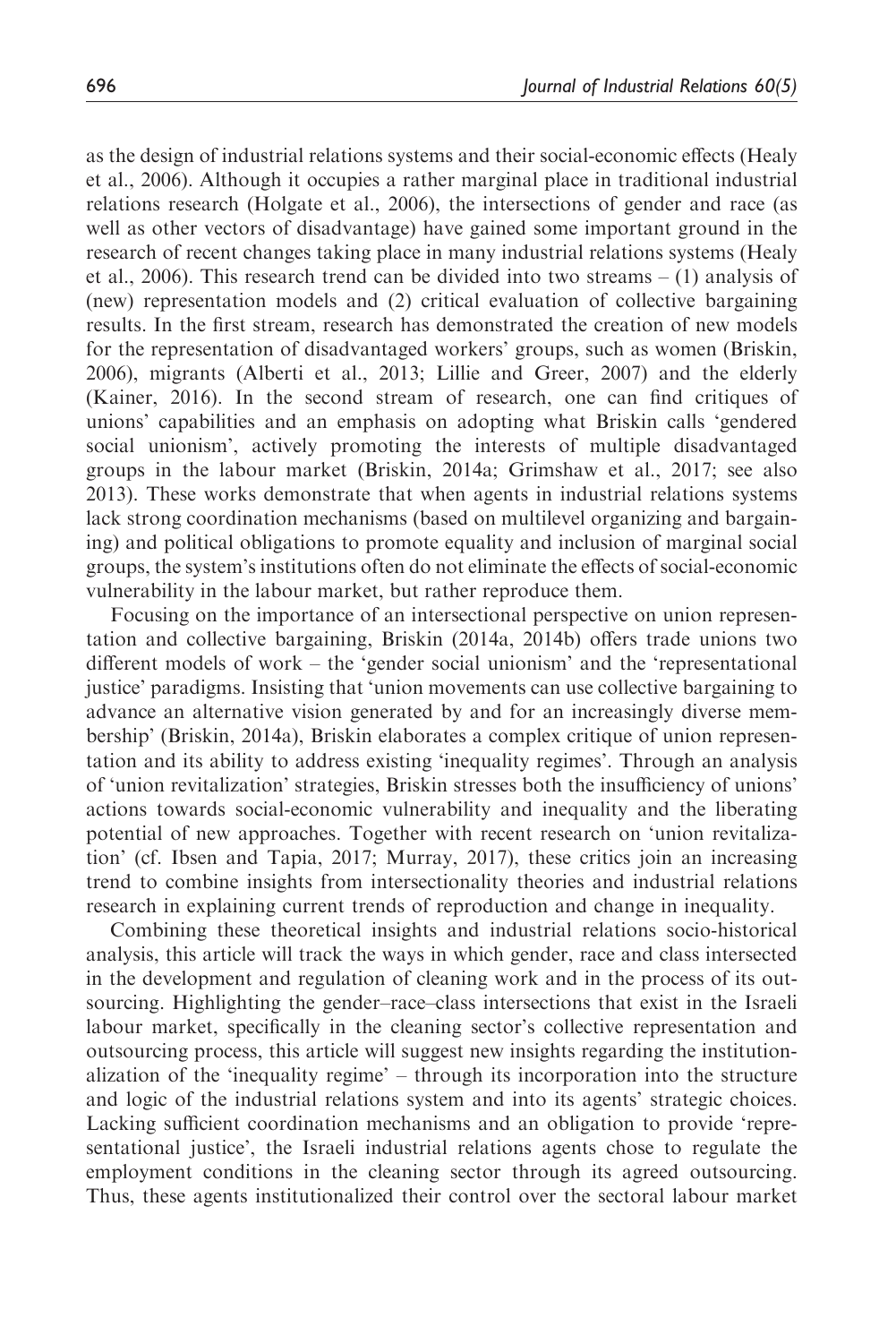as the design of industrial relations systems and their social-economic effects (Healy et al., 2006). Although it occupies a rather marginal place in traditional industrial relations research (Holgate et al., 2006), the intersections of gender and race (as well as other vectors of disadvantage) have gained some important ground in the research of recent changes taking place in many industrial relations systems (Healy et al., 2006). This research trend can be divided into two streams – (1) analysis of (new) representation models and (2) critical evaluation of collective bargaining results. In the first stream, research has demonstrated the creation of new models for the representation of disadvantaged workers' groups, such as women (Briskin, 2006), migrants (Alberti et al., 2013; Lillie and Greer, 2007) and the elderly (Kainer, 2016). In the second stream of research, one can find critiques of unions' capabilities and an emphasis on adopting what Briskin calls 'gendered social unionism', actively promoting the interests of multiple disadvantaged groups in the labour market (Briskin, 2014a; Grimshaw et al., 2017; see also 2013). These works demonstrate that when agents in industrial relations systems lack strong coordination mechanisms (based on multilevel organizing and bargaining) and political obligations to promote equality and inclusion of marginal social groups, the system's institutions often do not eliminate the effects of social-economic vulnerability in the labour market, but rather reproduce them.

Focusing on the importance of an intersectional perspective on union representation and collective bargaining, Briskin (2014a, 2014b) offers trade unions two different models of work – the 'gender social unionism' and the 'representational justice' paradigms. Insisting that 'union movements can use collective bargaining to advance an alternative vision generated by and for an increasingly diverse membership' (Briskin, 2014a), Briskin elaborates a complex critique of union representation and its ability to address existing 'inequality regimes'. Through an analysis of 'union revitalization' strategies, Briskin stresses both the insufficiency of unions' actions towards social-economic vulnerability and inequality and the liberating potential of new approaches. Together with recent research on 'union revitalization' (cf. Ibsen and Tapia, 2017; Murray, 2017), these critics join an increasing trend to combine insights from intersectionality theories and industrial relations research in explaining current trends of reproduction and change in inequality.

Combining these theoretical insights and industrial relations socio-historical analysis, this article will track the ways in which gender, race and class intersected in the development and regulation of cleaning work and in the process of its outsourcing. Highlighting the gender–race–class intersections that exist in the Israeli labour market, specifically in the cleaning sector's collective representation and outsourcing process, this article will suggest new insights regarding the institutionalization of the 'inequality regime' – through its incorporation into the structure and logic of the industrial relations system and into its agents' strategic choices. Lacking sufficient coordination mechanisms and an obligation to provide 'representational justice', the Israeli industrial relations agents chose to regulate the employment conditions in the cleaning sector through its agreed outsourcing. Thus, these agents institutionalized their control over the sectoral labour market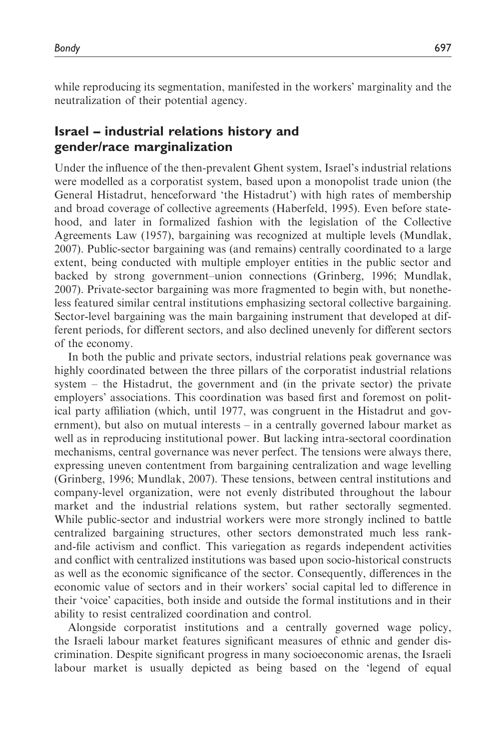while reproducing its segmentation, manifested in the workers' marginality and the neutralization of their potential agency.

## Israel – industrial relations history and gender/race marginalization

Under the influence of the then-prevalent Ghent system, Israel's industrial relations were modelled as a corporatist system, based upon a monopolist trade union (the General Histadrut, henceforward 'the Histadrut') with high rates of membership and broad coverage of collective agreements (Haberfeld, 1995). Even before statehood, and later in formalized fashion with the legislation of the Collective Agreements Law (1957), bargaining was recognized at multiple levels (Mundlak, 2007). Public-sector bargaining was (and remains) centrally coordinated to a large extent, being conducted with multiple employer entities in the public sector and backed by strong government–union connections (Grinberg, 1996; Mundlak, 2007). Private-sector bargaining was more fragmented to begin with, but nonetheless featured similar central institutions emphasizing sectoral collective bargaining. Sector-level bargaining was the main bargaining instrument that developed at different periods, for different sectors, and also declined unevenly for different sectors of the economy.

In both the public and private sectors, industrial relations peak governance was highly coordinated between the three pillars of the corporatist industrial relations system – the Histadrut, the government and (in the private sector) the private employers' associations. This coordination was based first and foremost on political party affiliation (which, until 1977, was congruent in the Histadrut and government), but also on mutual interests – in a centrally governed labour market as well as in reproducing institutional power. But lacking intra-sectoral coordination mechanisms, central governance was never perfect. The tensions were always there, expressing uneven contentment from bargaining centralization and wage levelling (Grinberg, 1996; Mundlak, 2007). These tensions, between central institutions and company-level organization, were not evenly distributed throughout the labour market and the industrial relations system, but rather sectorally segmented. While public-sector and industrial workers were more strongly inclined to battle centralized bargaining structures, other sectors demonstrated much less rank-and-file activism and conflict. This variegation as regards independent activities and conflict with centralized institutions was based upon socio-historical constructs as well as the economic significance of the sector. Consequently, differences in the economic value of sectors and in their workers' social capital led to difference in their 'voice' capacities, both inside and outside the formal institutions and in their ability to resist centralized coordination and control.

Alongside corporatist institutions and a centrally governed wage policy, the Israeli labour market features significant measures of ethnic and gender discrimination. Despite significant progress in many socioeconomic arenas, the Israeli labour market is usually depicted as being based on the 'legend of equal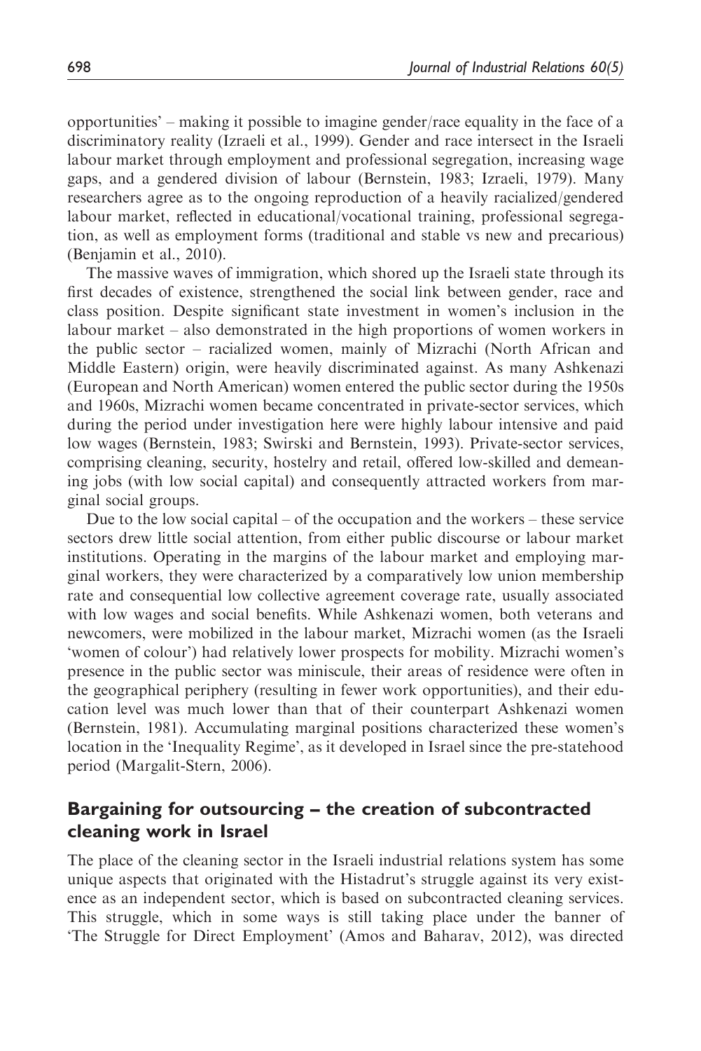opportunities' – making it possible to imagine gender/race equality in the face of a discriminatory reality (Izraeli et al., 1999). Gender and race intersect in the Israeli labour market through employment and professional segregation, increasing wage gaps, and a gendered division of labour (Bernstein, 1983; Izraeli, 1979). Many researchers agree as to the ongoing reproduction of a heavily racialized/gendered labour market, reflected in educational/vocational training, professional segregation, as well as employment forms (traditional and stable vs new and precarious) (Benjamin et al., 2010).

The massive waves of immigration, which shored up the Israeli state through its first decades of existence, strengthened the social link between gender, race and class position. Despite significant state investment in women's inclusion in the labour market – also demonstrated in the high proportions of women workers in the public sector – racialized women, mainly of Mizrachi (North African and Middle Eastern) origin, were heavily discriminated against. As many Ashkenazi (European and North American) women entered the public sector during the 1950s and 1960s, Mizrachi women became concentrated in private-sector services, which during the period under investigation here were highly labour intensive and paid low wages (Bernstein, 1983; Swirski and Bernstein, 1993). Private-sector services, comprising cleaning, security, hostelry and retail, offered low-skilled and demeaning jobs (with low social capital) and consequently attracted workers from marginal social groups.

Due to the low social capital – of the occupation and the workers – these service sectors drew little social attention, from either public discourse or labour market institutions. Operating in the margins of the labour market and employing marginal workers, they were characterized by a comparatively low union membership rate and consequential low collective agreement coverage rate, usually associated with low wages and social benefits. While Ashkenazi women, both veterans and newcomers, were mobilized in the labour market, Mizrachi women (as the Israeli 'women of colour') had relatively lower prospects for mobility. Mizrachi women's presence in the public sector was miniscule, their areas of residence were often in the geographical periphery (resulting in fewer work opportunities), and their education level was much lower than that of their counterpart Ashkenazi women (Bernstein, 1981). Accumulating marginal positions characterized these women's location in the 'Inequality Regime', as it developed in Israel since the pre-statehood period (Margalit-Stern, 2006).

## Bargaining for outsourcing – the creation of subcontracted cleaning work in Israel

The place of the cleaning sector in the Israeli industrial relations system has some unique aspects that originated with the Histadrut's struggle against its very existence as an independent sector, which is based on subcontracted cleaning services. This struggle, which in some ways is still taking place under the banner of 'The Struggle for Direct Employment' (Amos and Baharav, 2012), was directed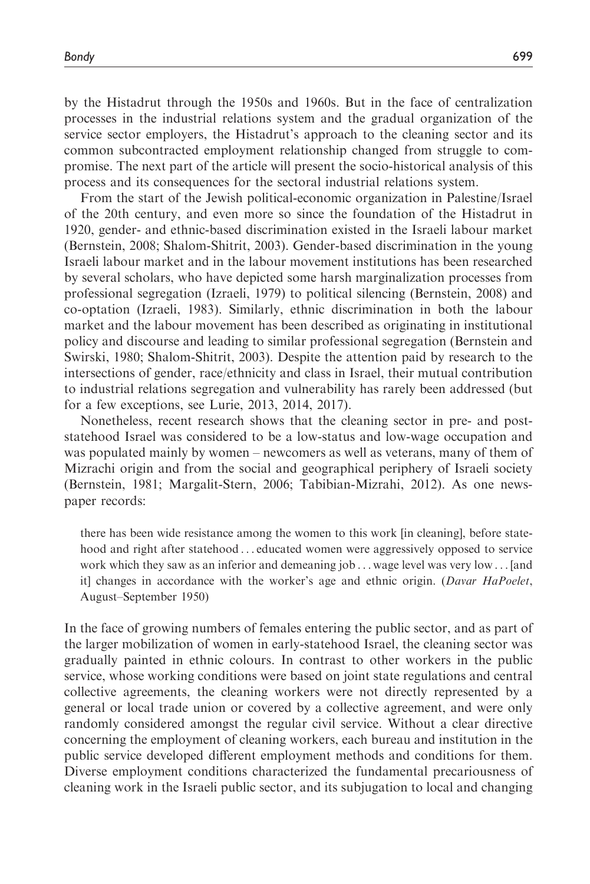by the Histadrut through the 1950s and 1960s. But in the face of centralization processes in the industrial relations system and the gradual organization of the service sector employers, the Histadrut's approach to the cleaning sector and its common subcontracted employment relationship changed from struggle to compromise. The next part of the article will present the socio-historical analysis of this process and its consequences for the sectoral industrial relations system.

From the start of the Jewish political-economic organization in Palestine/Israel of the 20th century, and even more so since the foundation of the Histadrut in 1920, gender- and ethnic-based discrimination existed in the Israeli labour market (Bernstein, 2008; Shalom-Shitrit, 2003). Gender-based discrimination in the young Israeli labour market and in the labour movement institutions has been researched by several scholars, who have depicted some harsh marginalization processes from professional segregation (Izraeli, 1979) to political silencing (Bernstein, 2008) and co-optation (Izraeli, 1983). Similarly, ethnic discrimination in both the labour market and the labour movement has been described as originating in institutional policy and discourse and leading to similar professional segregation (Bernstein and Swirski, 1980; Shalom-Shitrit, 2003). Despite the attention paid by research to the intersections of gender, race/ethnicity and class in Israel, their mutual contribution to industrial relations segregation and vulnerability has rarely been addressed (but for a few exceptions, see Lurie, 2013, 2014, 2017).

Nonetheless, recent research shows that the cleaning sector in pre- and post-statehood Israel was considered to be a low-status and low-wage occupation and was populated mainly by women – newcomers as well as veterans, many of them of Mizrachi origin and from the social and geographical periphery of Israeli society (Bernstein, 1981; Margalit-Stern, 2006; Tabibian-Mizrahi, 2012). As one newspaper records:

> there has been wide resistance among the women to this work [in cleaning], before statehood and right after statehood ... educated women were aggressively opposed to service work which they saw as an inferior and demeaning job ... wage level was very low ... [and it] changes in accordance with the worker's age and ethnic origin. (*Davar HaPoelet*, August–September 1950)

In the face of growing numbers of females entering the public sector, and as part of the larger mobilization of women in early-statehood Israel, the cleaning sector was gradually painted in ethnic colours. In contrast to other workers in the public service, whose working conditions were based on joint state regulations and central collective agreements, the cleaning workers were not directly represented by a general or local trade union or covered by a collective agreement, and were only randomly considered amongst the regular civil service. Without a clear directive concerning the employment of cleaning workers, each bureau and institution in the public service developed different employment methods and conditions for them. Diverse employment conditions characterized the fundamental precariousness of cleaning work in the Israeli public sector, and its subjugation to local and changing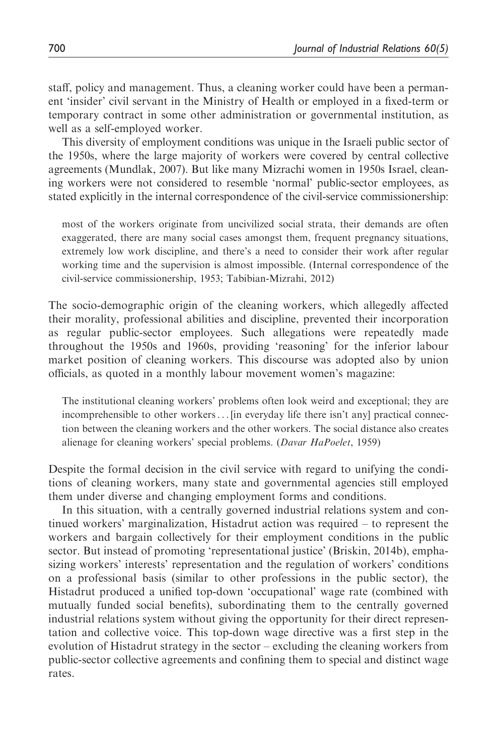staff, policy and management. Thus, a cleaning worker could have been a permanent 'insider' civil servant in the Ministry of Health or employed in a fixed-term or temporary contract in some other administration or governmental institution, as well as a self-employed worker.

This diversity of employment conditions was unique in the Israeli public sector of the 1950s, where the large majority of workers were covered by central collective agreements (Mundlak, 2007). But like many Mizrachi women in 1950s Israel, cleaning workers were not considered to resemble 'normal' public-sector employees, as stated explicitly in the internal correspondence of the civil-service commissionership:

> most of the workers originate from uncivilized social strata, their demands are often exaggerated, there are many social cases amongst them, frequent pregnancy situations, extremely low work discipline, and there's a need to consider their work after regular working time and the supervision is almost impossible. (Internal correspondence of the civil-service commissionership, 1953; Tabibian-Mizrahi, 2012)

The socio-demographic origin of the cleaning workers, which allegedly affected their morality, professional abilities and discipline, prevented their incorporation as regular public-sector employees. Such allegations were repeatedly made throughout the 1950s and 1960s, providing 'reasoning' for the inferior labour market position of cleaning workers. This discourse was adopted also by union officials, as quoted in a monthly labour movement women's magazine:

> The institutional cleaning workers' problems often look weird and exceptional; they are incomprehensible to other workers ... [in everyday life there isn't any] practical connection between the cleaning workers and the other workers. The social distance also creates alienage for cleaning workers' special problems. (*Davar HaPoelet*, 1959)

Despite the formal decision in the civil service with regard to unifying the conditions of cleaning workers, many state and governmental agencies still employed them under diverse and changing employment forms and conditions.

In this situation, with a centrally governed industrial relations system and continued workers' marginalization, Histadrut action was required – to represent the workers and bargain collectively for their employment conditions in the public sector. But instead of promoting 'representational justice' (Briskin, 2014b), emphasizing workers' interests' representation and the regulation of workers' conditions on a professional basis (similar to other professions in the public sector), the Histadrut produced a unified top-down 'occupational' wage rate (combined with mutually funded social benefits), subordinating them to the centrally governed industrial relations system without giving the opportunity for their direct representation and collective voice. This top-down wage directive was a first step in the evolution of Histadrut strategy in the sector – excluding the cleaning workers from public-sector collective agreements and confining them to special and distinct wage rates.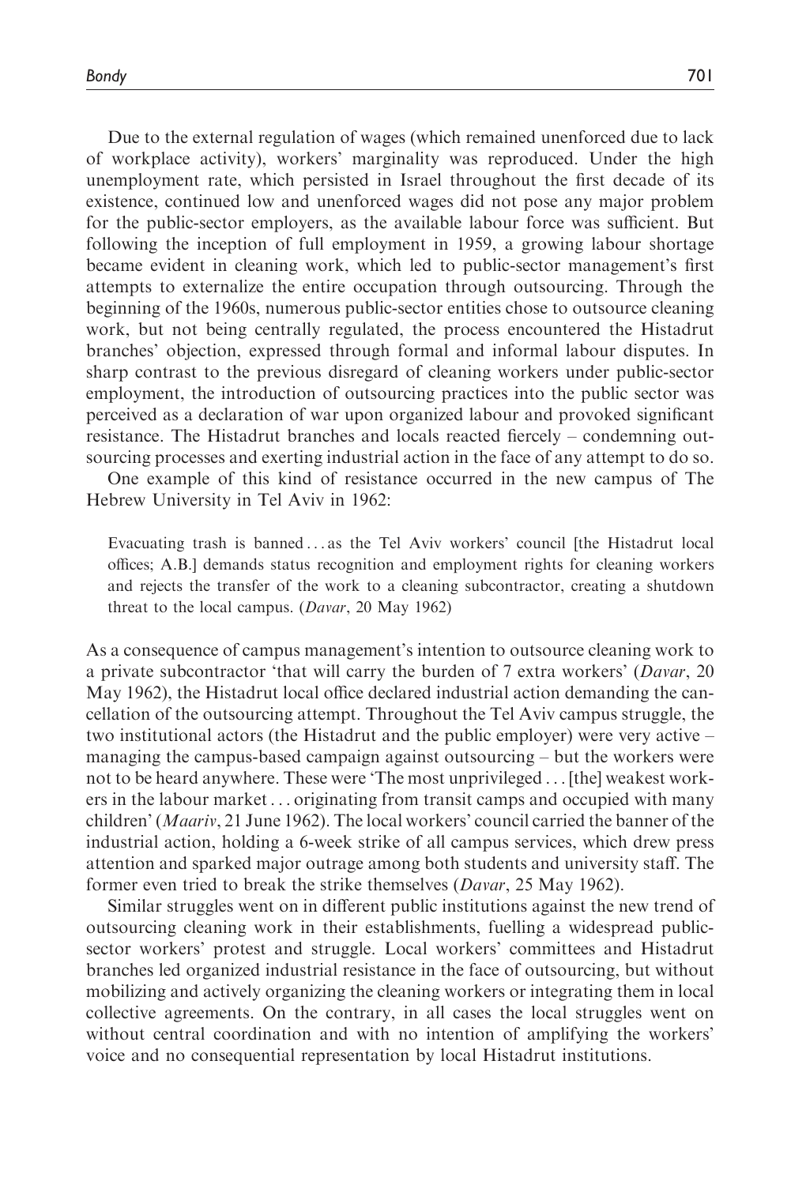Due to the external regulation of wages (which remained unenforced due to lack of workplace activity), workers' marginality was reproduced. Under the high unemployment rate, which persisted in Israel throughout the first decade of its existence, continued low and unenforced wages did not pose any major problem for the public-sector employers, as the available labour force was sufficient. But following the inception of full employment in 1959, a growing labour shortage became evident in cleaning work, which led to public-sector management's first attempts to externalize the entire occupation through outsourcing. Through the beginning of the 1960s, numerous public-sector entities chose to outsource cleaning work, but not being centrally regulated, the process encountered the Histadrut branches' objection, expressed through formal and informal labour disputes. In sharp contrast to the previous disregard of cleaning workers under public-sector employment, the introduction of outsourcing practices into the public sector was perceived as a declaration of war upon organized labour and provoked significant resistance. The Histadrut branches and locals reacted fiercely – condemning outsourcing processes and exerting industrial action in the face of any attempt to do so.

One example of this kind of resistance occurred in the new campus of The Hebrew University in Tel Aviv in 1962:

> Evacuating trash is banned ... as the Tel Aviv workers' council [the Histadrut local offices; A.B.] demands status recognition and employment rights for cleaning workers and rejects the transfer of the work to a cleaning subcontractor, creating a shutdown threat to the local campus. (*Davar*, 20 May 1962)

As a consequence of campus management's intention to outsource cleaning work to a private subcontractor 'that will carry the burden of 7 extra workers' (*Davar*, 20 May 1962), the Histadrut local office declared industrial action demanding the cancellation of the outsourcing attempt. Throughout the Tel Aviv campus struggle, the two institutional actors (the Histadrut and the public employer) were very active – managing the campus-based campaign against outsourcing – but the workers were not to be heard anywhere. These were 'The most unprivileged ... [the] weakest workers in the labour market ... originating from transit camps and occupied with many children' (*Maariv*, 21 June 1962). The local workers' council carried the banner of the industrial action, holding a 6-week strike of all campus services, which drew press attention and sparked major outrage among both students and university staff. The former even tried to break the strike themselves (*Davar*, 25 May 1962).

Similar struggles went on in different public institutions against the new trend of outsourcing cleaning work in their establishments, fuelling a widespread public-sector workers' protest and struggle. Local workers' committees and Histadrut branches led organized industrial resistance in the face of outsourcing, but without mobilizing and actively organizing the cleaning workers or integrating them in local collective agreements. On the contrary, in all cases the local struggles went on without central coordination and with no intention of amplifying the workers' voice and no consequential representation by local Histadrut institutions.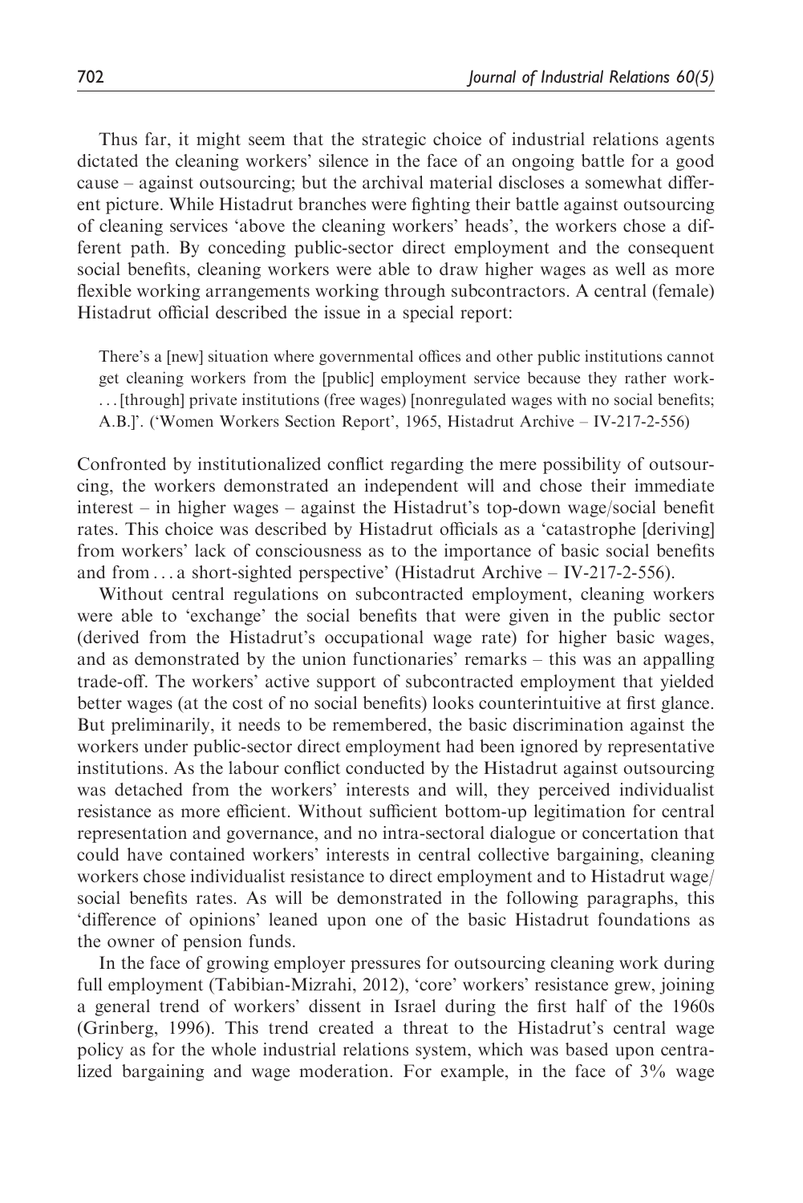Thus far, it might seem that the strategic choice of industrial relations agents dictated the cleaning workers' silence in the face of an ongoing battle for a good cause – against outsourcing; but the archival material discloses a somewhat different picture. While Histadrut branches were fighting their battle against outsourcing of cleaning services 'above the cleaning workers' heads', the workers chose a different path. By conceding public-sector direct employment and the consequent social benefits, cleaning workers were able to draw higher wages as well as more flexible working arrangements working through subcontractors. A central (female) Histadrut official described the issue in a special report:

> There's a [new] situation where governmental offices and other public institutions cannot get cleaning workers from the [public] employment service because they rather work-...[through] private institutions (free wages) [nonregulated wages with no social benefits; A.B.]'. ('Women Workers Section Report', 1965, Histadrut Archive – IV-217-2-556)

Confronted by institutionalized conflict regarding the mere possibility of outsourcing, the workers demonstrated an independent will and chose their immediate interest – in higher wages – against the Histadrut's top-down wage/social benefit rates. This choice was described by Histadrut officials as a 'catastrophe [deriving] from workers' lack of consciousness as to the importance of basic social benefits and from ... a short-sighted perspective' (Histadrut Archive – IV-217-2-556).

Without central regulations on subcontracted employment, cleaning workers were able to 'exchange' the social benefits that were given in the public sector (derived from the Histadrut's occupational wage rate) for higher basic wages, and as demonstrated by the union functionaries' remarks – this was an appalling trade-off. The workers' active support of subcontracted employment that yielded better wages (at the cost of no social benefits) looks counterintuitive at first glance. But preliminarily, it needs to be remembered, the basic discrimination against the workers under public-sector direct employment had been ignored by representative institutions. As the labour conflict conducted by the Histadrut against outsourcing was detached from the workers' interests and will, they perceived individualist resistance as more efficient. Without sufficient bottom-up legitimation for central representation and governance, and no intra-sectoral dialogue or concertation that could have contained workers' interests in central collective bargaining, cleaning workers chose individualist resistance to direct employment and to Histadrut wage/social benefits rates. As will be demonstrated in the following paragraphs, this 'difference of opinions' leaned upon one of the basic Histadrut foundations as the owner of pension funds.

In the face of growing employer pressures for outsourcing cleaning work during full employment (Tabibian-Mizrahi, 2012), 'core' workers' resistance grew, joining a general trend of workers' dissent in Israel during the first half of the 1960s (Grinberg, 1996). This trend created a threat to the Histadrut's central wage policy as for the whole industrial relations system, which was based upon centralized bargaining and wage moderation. For example, in the face of 3% wage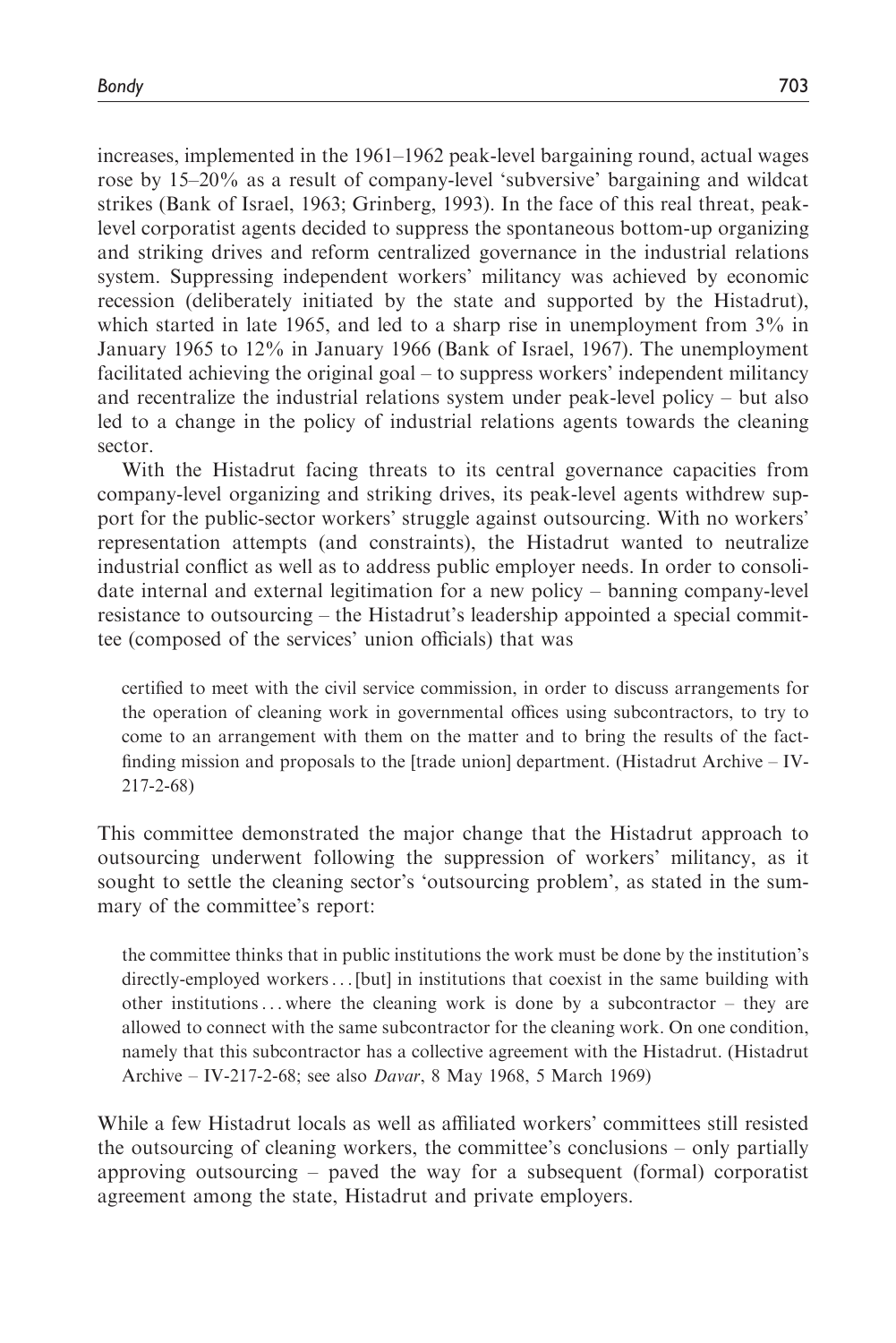increases, implemented in the 1961–1962 peak-level bargaining round, actual wages rose by 15–20% as a result of company-level 'subversive' bargaining and wildcat strikes (Bank of Israel, 1963; Grinberg, 1993). In the face of this real threat, peak-level corporatist agents decided to suppress the spontaneous bottom-up organizing and striking drives and reform centralized governance in the industrial relations system. Suppressing independent workers' militancy was achieved by economic recession (deliberately initiated by the state and supported by the Histadrut), which started in late 1965, and led to a sharp rise in unemployment from 3% in January 1965 to 12% in January 1966 (Bank of Israel, 1967). The unemployment facilitated achieving the original goal – to suppress workers' independent militancy and recentralize the industrial relations system under peak-level policy – but also led to a change in the policy of industrial relations agents towards the cleaning sector.

With the Histadrut facing threats to its central governance capacities from company-level organizing and striking drives, its peak-level agents withdrew support for the public-sector workers' struggle against outsourcing. With no workers' representation attempts (and constraints), the Histadrut wanted to neutralize industrial conflict as well as to address public employer needs. In order to consolidate internal and external legitimation for a new policy – banning company-level resistance to outsourcing – the Histadrut's leadership appointed a special committee (composed of the services' union officials) that was

> certified to meet with the civil service commission, in order to discuss arrangements for the operation of cleaning work in governmental offices using subcontractors, to try to come to an arrangement with them on the matter and to bring the results of the fact-finding mission and proposals to the [trade union] department. (Histadrut Archive – IV-217-2-68)

This committee demonstrated the major change that the Histadrut approach to outsourcing underwent following the suppression of workers' militancy, as it sought to settle the cleaning sector's 'outsourcing problem', as stated in the summary of the committee's report:

> the committee thinks that in public institutions the work must be done by the institution's directly-employed workers . . . [but] in institutions that coexist in the same building with other institutions . . . where the cleaning work is done by a subcontractor – they are allowed to connect with the same subcontractor for the cleaning work. On one condition, namely that this subcontractor has a collective agreement with the Histadrut. (Histadrut Archive – IV-217-2-68; see also *Davar*, 8 May 1968, 5 March 1969)

While a few Histadrut locals as well as affiliated workers' committees still resisted the outsourcing of cleaning workers, the committee's conclusions – only partially approving outsourcing – paved the way for a subsequent (formal) corporatist agreement among the state, Histadrut and private employers.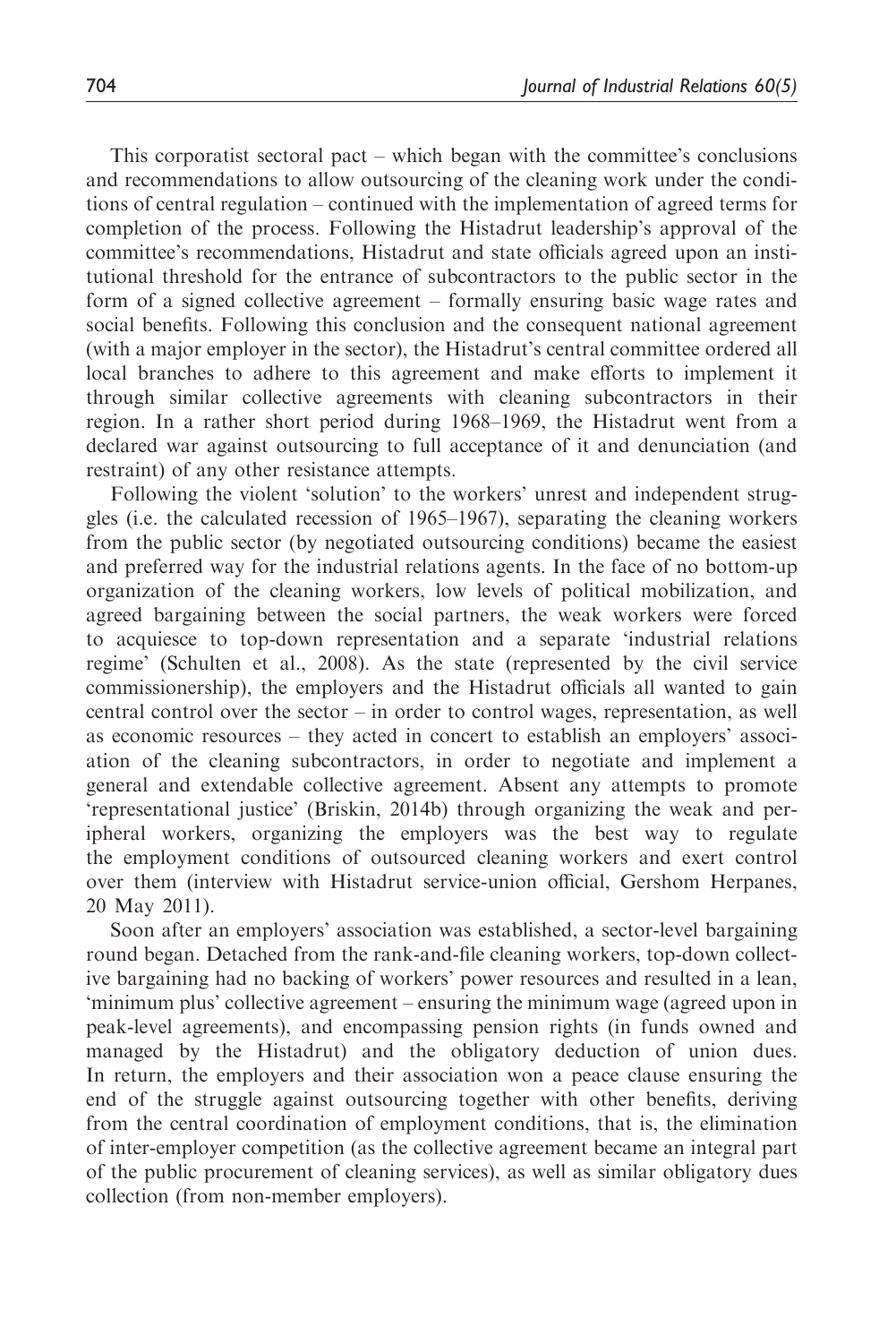This corporatist sectoral pact – which began with the committee's conclusions and recommendations to allow outsourcing of the cleaning work under the conditions of central regulation – continued with the implementation of agreed terms for completion of the process. Following the Histadrut leadership's approval of the committee's recommendations, Histadrut and state officials agreed upon an institutional threshold for the entrance of subcontractors to the public sector in the form of a signed collective agreement – formally ensuring basic wage rates and social benefits. Following this conclusion and the consequent national agreement (with a major employer in the sector), the Histadrut's central committee ordered all local branches to adhere to this agreement and make efforts to implement it through similar collective agreements with cleaning subcontractors in their region. In a rather short period during 1968–1969, the Histadrut went from a declared war against outsourcing to full acceptance of it and denunciation (and restraint) of any other resistance attempts.

Following the violent 'solution' to the workers' unrest and independent struggles (i.e. the calculated recession of 1965–1967), separating the cleaning workers from the public sector (by negotiated outsourcing conditions) became the easiest and preferred way for the industrial relations agents. In the face of no bottom-up organization of the cleaning workers, low levels of political mobilization, and agreed bargaining between the social partners, the weak workers were forced to acquiesce to top-down representation and a separate 'industrial relations regime' (Schulten et al., 2008). As the state (represented by the civil service commissionership), the employers and the Histadrut officials all wanted to gain central control over the sector – in order to control wages, representation, as well as economic resources – they acted in concert to establish an employers' association of the cleaning subcontractors, in order to negotiate and implement a general and extendable collective agreement. Absent any attempts to promote 'representational justice' (Briskin, 2014b) through organizing the weak and peripheral workers, organizing the employers was the best way to regulate the employment conditions of outsourced cleaning workers and exert control over them (interview with Histadrut service-union official, Gershom Herpanes, 20 May 2011).

Soon after an employers' association was established, a sector-level bargaining round began. Detached from the rank-and-file cleaning workers, top-down collective bargaining had no backing of workers' power resources and resulted in a lean, 'minimum plus' collective agreement – ensuring the minimum wage (agreed upon in peak-level agreements), and encompassing pension rights (in funds owned and managed by the Histadrut) and the obligatory deduction of union dues. In return, the employers and their association won a peace clause ensuring the end of the struggle against outsourcing together with other benefits, deriving from the central coordination of employment conditions, that is, the elimination of inter-employer competition (as the collective agreement became an integral part of the public procurement of cleaning services), as well as similar obligatory dues collection (from non-member employers).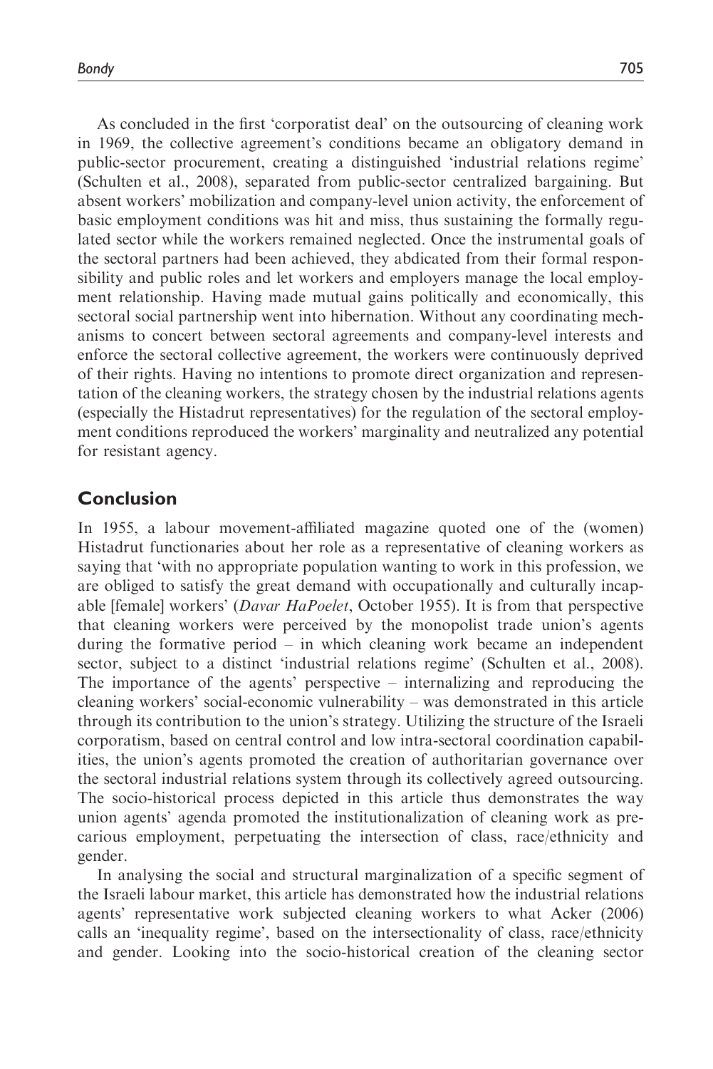As concluded in the first 'corporatist deal' on the outsourcing of cleaning work in 1969, the collective agreement's conditions became an obligatory demand in public-sector procurement, creating a distinguished 'industrial relations regime' (Schulten et al., 2008), separated from public-sector centralized bargaining. But absent workers' mobilization and company-level union activity, the enforcement of basic employment conditions was hit and miss, thus sustaining the formally regulated sector while the workers remained neglected. Once the instrumental goals of the sectoral partners had been achieved, they abdicated from their formal responsibility and public roles and let workers and employers manage the local employment relationship. Having made mutual gains politically and economically, this sectoral social partnership went into hibernation. Without any coordinating mechanisms to concert between sectoral agreements and company-level interests and enforce the sectoral collective agreement, the workers were continuously deprived of their rights. Having no intentions to promote direct organization and representation of the cleaning workers, the strategy chosen by the industrial relations agents (especially the Histadrut representatives) for the regulation of the sectoral employment conditions reproduced the workers' marginality and neutralized any potential for resistant agency.

## Conclusion

In 1955, a labour movement-affiliated magazine quoted one of the (women) Histadrut functionaries about her role as a representative of cleaning workers as saying that 'with no appropriate population wanting to work in this profession, we are obliged to satisfy the great demand with occupationally and culturally incapable [female] workers' (*Davar HaPoelet*, October 1955). It is from that perspective that cleaning workers were perceived by the monopolist trade union's agents during the formative period – in which cleaning work became an independent sector, subject to a distinct 'industrial relations regime' (Schulten et al., 2008). The importance of the agents' perspective – internalizing and reproducing the cleaning workers' social-economic vulnerability – was demonstrated in this article through its contribution to the union's strategy. Utilizing the structure of the Israeli corporatism, based on central control and low intra-sectoral coordination capabilities, the union's agents promoted the creation of authoritarian governance over the sectoral industrial relations system through its collectively agreed outsourcing. The socio-historical process depicted in this article thus demonstrates the way union agents' agenda promoted the institutionalization of cleaning work as precarious employment, perpetuating the intersection of class, race/ethnicity and gender.

In analysing the social and structural marginalization of a specific segment of the Israeli labour market, this article has demonstrated how the industrial relations agents' representative work subjected cleaning workers to what Acker (2006) calls an 'inequality regime', based on the intersectionality of class, race/ethnicity and gender. Looking into the socio-historical creation of the cleaning sector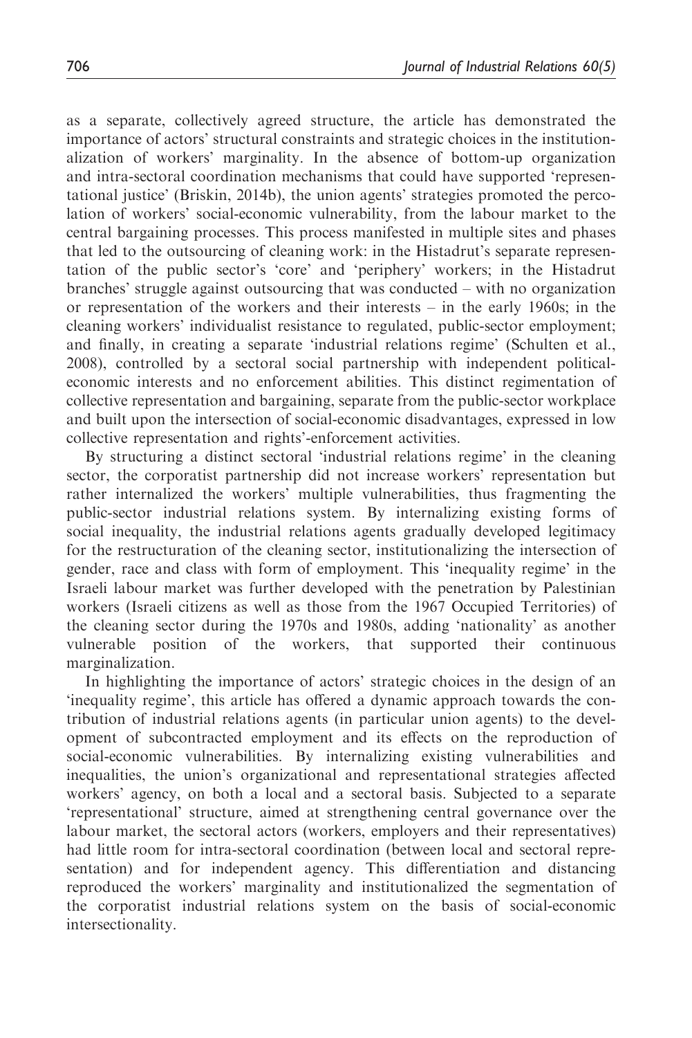as a separate, collectively agreed structure, the article has demonstrated the importance of actors' structural constraints and strategic choices in the institutionalization of workers' marginality. In the absence of bottom-up organization and intra-sectoral coordination mechanisms that could have supported 'representational justice' (Briskin, 2014b), the union agents' strategies promoted the percolation of workers' social-economic vulnerability, from the labour market to the central bargaining processes. This process manifested in multiple sites and phases that led to the outsourcing of cleaning work: in the Histadrut's separate representation of the public sector's 'core' and 'periphery' workers; in the Histadrut branches' struggle against outsourcing that was conducted – with no organization or representation of the workers and their interests – in the early 1960s; in the cleaning workers' individualist resistance to regulated, public-sector employment; and finally, in creating a separate 'industrial relations regime' (Schulten et al., 2008), controlled by a sectoral social partnership with independent political-economic interests and no enforcement abilities. This distinct regimentation of collective representation and bargaining, separate from the public-sector workplace and built upon the intersection of social-economic disadvantages, expressed in low collective representation and rights'-enforcement activities.

By structuring a distinct sectoral 'industrial relations regime' in the cleaning sector, the corporatist partnership did not increase workers' representation but rather internalized the workers' multiple vulnerabilities, thus fragmenting the public-sector industrial relations system. By internalizing existing forms of social inequality, the industrial relations agents gradually developed legitimacy for the restructuration of the cleaning sector, institutionalizing the intersection of gender, race and class with form of employment. This 'inequality regime' in the Israeli labour market was further developed with the penetration by Palestinian workers (Israeli citizens as well as those from the 1967 Occupied Territories) of the cleaning sector during the 1970s and 1980s, adding 'nationality' as another vulnerable position of the workers, that supported their continuous marginalization.

In highlighting the importance of actors' strategic choices in the design of an 'inequality regime', this article has offered a dynamic approach towards the contribution of industrial relations agents (in particular union agents) to the development of subcontracted employment and its effects on the reproduction of social-economic vulnerabilities. By internalizing existing vulnerabilities and inequalities, the union's organizational and representational strategies affected workers' agency, on both a local and a sectoral basis. Subjected to a separate 'representational' structure, aimed at strengthening central governance over the labour market, the sectoral actors (workers, employers and their representatives) had little room for intra-sectoral coordination (between local and sectoral representation) and for independent agency. This differentiation and distancing reproduced the workers' marginality and institutionalized the segmentation of the corporatist industrial relations system on the basis of social-economic intersectionality.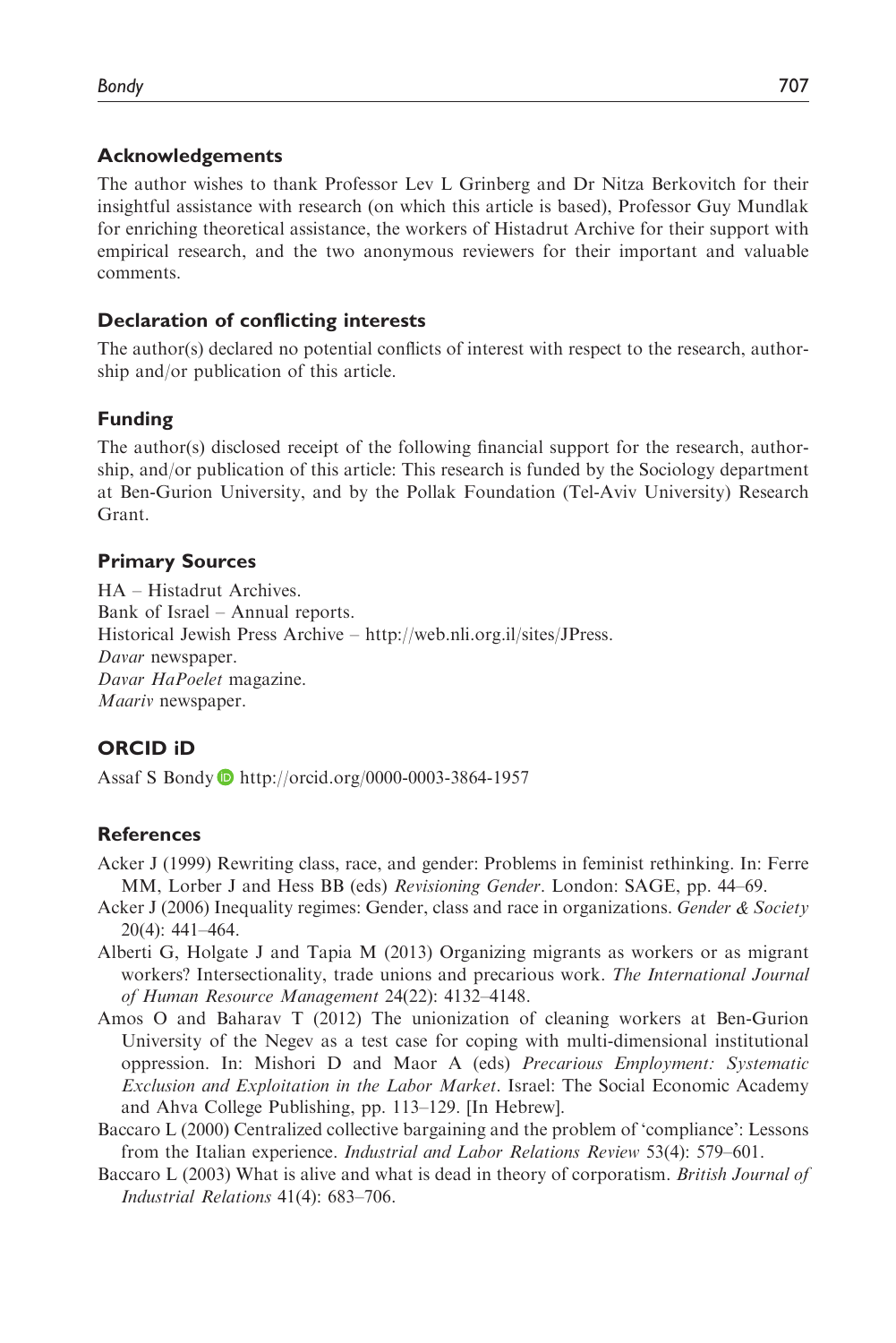## Acknowledgements

The author wishes to thank Professor Lev L Grinberg and Dr Nitza Berkovitch for their insightful assistance with research (on which this article is based), Professor Guy Mundlak for enriching theoretical assistance, the workers of Histadrut Archive for their support with empirical research, and the two anonymous reviewers for their important and valuable comments.

## Declaration of conflicting interests

The author(s) declared no potential conflicts of interest with respect to the research, authorship and/or publication of this article.

## Funding

The author(s) disclosed receipt of the following financial support for the research, authorship, and/or publication of this article: This research is funded by the Sociology department at Ben-Gurion University, and by the Pollak Foundation (Tel-Aviv University) Research Grant.

## Primary Sources

HA – Histadrut Archives.
Bank of Israel – Annual reports.
Historical Jewish Press Archive – http://web.nli.org.il/sites/JPress.
*Davar* newspaper.
*Davar HaPoelet* magazine.
*Maariv* newspaper.

## ORCID iD

Assaf S Bondy http://orcid.org/0000-0003-3864-1957

## References

Acker J (1999) Rewriting class, race, and gender: Problems in feminist rethinking. In: Ferre MM, Lorber J and Hess BB (eds) *Revisioning Gender*. London: SAGE, pp. 44–69.

Acker J (2006) Inequality regimes: Gender, class and race in organizations. *Gender & Society* 20(4): 441–464.

Alberti G, Holgate J and Tapia M (2013) Organizing migrants as workers or as migrant workers? Intersectionality, trade unions and precarious work. *The International Journal of Human Resource Management* 24(22): 4132–4148.

Amos O and Baharav T (2012) The unionization of cleaning workers at Ben-Gurion University of the Negev as a test case for coping with multi-dimensional institutional oppression. In: Mishori D and Maor A (eds) *Precarious Employment: Systematic Exclusion and Exploitation in the Labor Market*. Israel: The Social Economic Academy and Ahva College Publishing, pp. 113–129. [In Hebrew].

Baccaro L (2000) Centralized collective bargaining and the problem of 'compliance': Lessons from the Italian experience. *Industrial and Labor Relations Review* 53(4): 579–601.

Baccaro L (2003) What is alive and what is dead in theory of corporatism. *British Journal of Industrial Relations* 41(4): 683–706.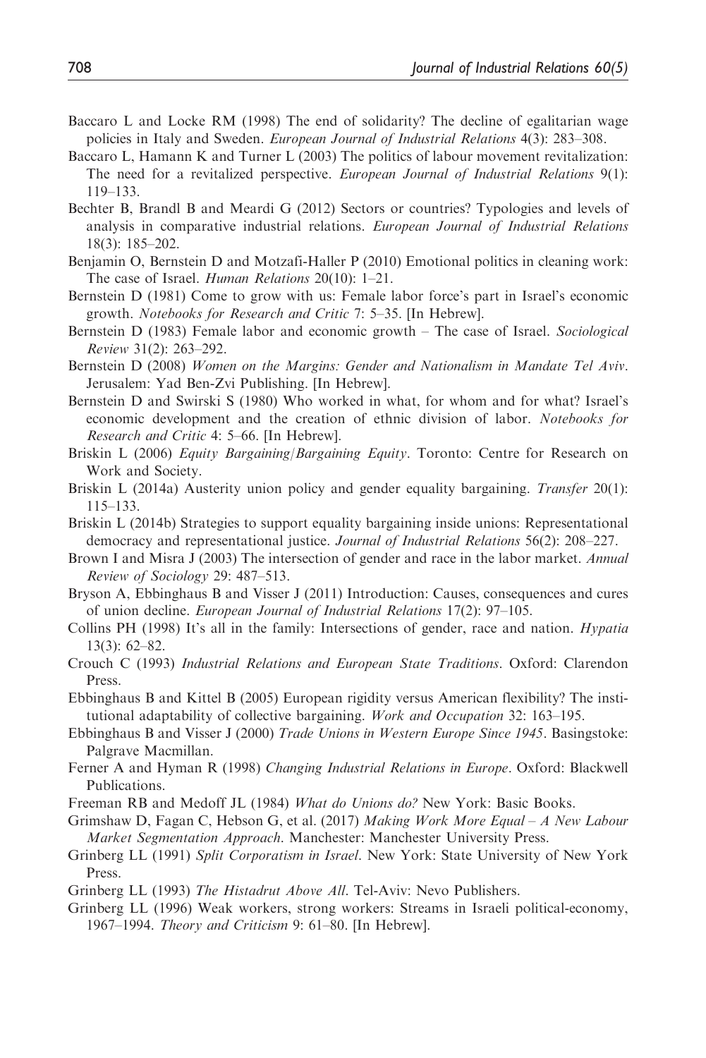Baccaro L and Locke RM (1998) The end of solidarity? The decline of egalitarian wage policies in Italy and Sweden. *European Journal of Industrial Relations* 4(3): 283–308.

Baccaro L, Hamann K and Turner L (2003) The politics of labour movement revitalization: The need for a revitalized perspective. *European Journal of Industrial Relations* 9(1): 119–133.

Bechter B, Brandl B and Meardi G (2012) Sectors or countries? Typologies and levels of analysis in comparative industrial relations. *European Journal of Industrial Relations* 18(3): 185–202.

Benjamin O, Bernstein D and Motzafi-Haller P (2010) Emotional politics in cleaning work: The case of Israel. *Human Relations* 20(10): 1–21.

Bernstein D (1981) Come to grow with us: Female labor force's part in Israel's economic growth. *Notebooks for Research and Critic* 7: 5–35. [In Hebrew].

Bernstein D (1983) Female labor and economic growth – The case of Israel. *Sociological Review* 31(2): 263–292.

Bernstein D (2008) *Women on the Margins: Gender and Nationalism in Mandate Tel Aviv*. Jerusalem: Yad Ben-Zvi Publishing. [In Hebrew].

Bernstein D and Swirski S (1980) Who worked in what, for whom and for what? Israel's economic development and the creation of ethnic division of labor. *Notebooks for Research and Critic* 4: 5–66. [In Hebrew].

Briskin L (2006) *Equity Bargaining/Bargaining Equity*. Toronto: Centre for Research on Work and Society.

Briskin L (2014a) Austerity union policy and gender equality bargaining. *Transfer* 20(1): 115–133.

Briskin L (2014b) Strategies to support equality bargaining inside unions: Representational democracy and representational justice. *Journal of Industrial Relations* 56(2): 208–227.

Brown I and Misra J (2003) The intersection of gender and race in the labor market. *Annual Review of Sociology* 29: 487–513.

Bryson A, Ebbinghaus B and Visser J (2011) Introduction: Causes, consequences and cures of union decline. *European Journal of Industrial Relations* 17(2): 97–105.

Collins PH (1998) It's all in the family: Intersections of gender, race and nation. *Hypatia* 13(3): 62–82.

Crouch C (1993) *Industrial Relations and European State Traditions*. Oxford: Clarendon Press.

Ebbinghaus B and Kittel B (2005) European rigidity versus American flexibility? The institutional adaptability of collective bargaining. *Work and Occupation* 32: 163–195.

Ebbinghaus B and Visser J (2000) *Trade Unions in Western Europe Since 1945*. Basingstoke: Palgrave Macmillan.

Ferner A and Hyman R (1998) *Changing Industrial Relations in Europe*. Oxford: Blackwell Publications.

Freeman RB and Medoff JL (1984) *What do Unions do?* New York: Basic Books.

Grimshaw D, Fagan C, Hebson G, et al. (2017) *Making Work More Equal – A New Labour Market Segmentation Approach*. Manchester: Manchester University Press.

Grinberg LL (1991) *Split Corporatism in Israel*. New York: State University of New York Press.

Grinberg LL (1993) *The Histadrut Above All*. Tel-Aviv: Nevo Publishers.

Grinberg LL (1996) Weak workers, strong workers: Streams in Israeli political-economy, 1967–1994. *Theory and Criticism* 9: 61–80. [In Hebrew].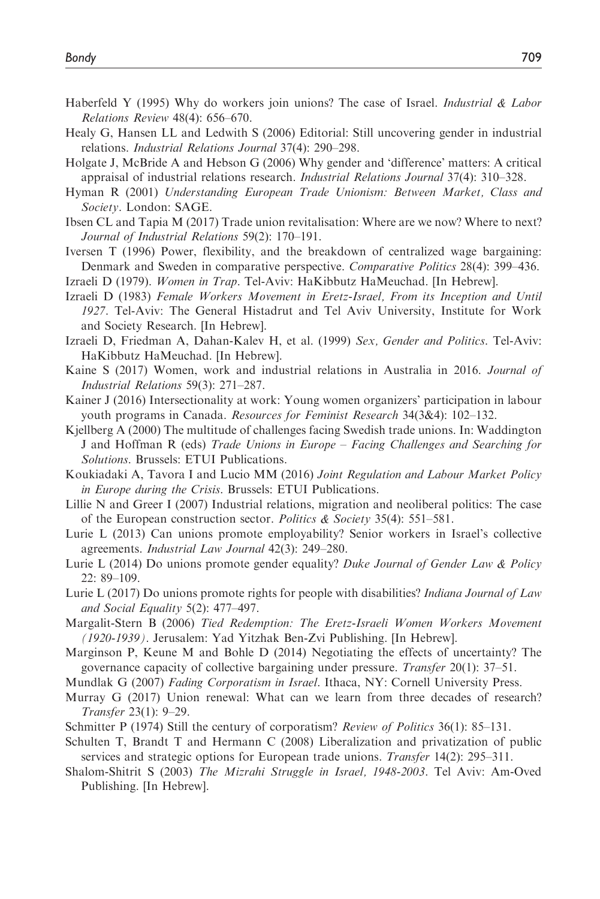Haberfeld Y (1995) Why do workers join unions? The case of Israel. *Industrial & Labor Relations Review* 48(4): 656–670.

Healy G, Hansen LL and Ledwith S (2006) Editorial: Still uncovering gender in industrial relations. *Industrial Relations Journal* 37(4): 290–298.

Holgate J, McBride A and Hebson G (2006) Why gender and 'difference' matters: A critical appraisal of industrial relations research. *Industrial Relations Journal* 37(4): 310–328.

Hyman R (2001) *Understanding European Trade Unionism: Between Market, Class and Society*. London: SAGE.

Ibsen CL and Tapia M (2017) Trade union revitalisation: Where are we now? Where to next? *Journal of Industrial Relations* 59(2): 170–191.

Iversen T (1996) Power, flexibility, and the breakdown of centralized wage bargaining: Denmark and Sweden in comparative perspective. *Comparative Politics* 28(4): 399–436.

Izraeli D (1979). *Women in Trap*. Tel-Aviv: HaKibbutz HaMeuchad. [In Hebrew].

Izraeli D (1983) *Female Workers Movement in Eretz-Israel, From its Inception and Until 1927*. Tel-Aviv: The General Histadrut and Tel Aviv University, Institute for Work and Society Research. [In Hebrew].

Izraeli D, Friedman A, Dahan-Kalev H, et al. (1999) *Sex, Gender and Politics*. Tel-Aviv: HaKibbutz HaMeuchad. [In Hebrew].

Kaine S (2017) Women, work and industrial relations in Australia in 2016. *Journal of Industrial Relations* 59(3): 271–287.

Kainer J (2016) Intersectionality at work: Young women organizers' participation in labour youth programs in Canada. *Resources for Feminist Research* 34(3&4): 102–132.

Kjellberg A (2000) The multitude of challenges facing Swedish trade unions. In: Waddington J and Hoffman R (eds) *Trade Unions in Europe – Facing Challenges and Searching for Solutions*. Brussels: ETUI Publications.

Koukiadaki A, Tavora I and Lucio MM (2016) *Joint Regulation and Labour Market Policy in Europe during the Crisis*. Brussels: ETUI Publications.

Lillie N and Greer I (2007) Industrial relations, migration and neoliberal politics: The case of the European construction sector. *Politics & Society* 35(4): 551–581.

Lurie L (2013) Can unions promote employability? Senior workers in Israel's collective agreements. *Industrial Law Journal* 42(3): 249–280.

Lurie L (2014) Do unions promote gender equality? *Duke Journal of Gender Law & Policy* 22: 89–109.

Lurie L (2017) Do unions promote rights for people with disabilities? *Indiana Journal of Law and Social Equality* 5(2): 477–497.

Margalit-Stern B (2006) *Tied Redemption: The Eretz-Israeli Women Workers Movement (1920-1939)*. Jerusalem: Yad Yitzhak Ben-Zvi Publishing. [In Hebrew].

Marginson P, Keune M and Bohle D (2014) Negotiating the effects of uncertainty? The governance capacity of collective bargaining under pressure. *Transfer* 20(1): 37–51.

Mundlak G (2007) *Fading Corporatism in Israel*. Ithaca, NY: Cornell University Press.

Murray G (2017) Union renewal: What can we learn from three decades of research? *Transfer* 23(1): 9–29.

Schmitter P (1974) Still the century of corporatism? *Review of Politics* 36(1): 85–131.

Schulten T, Brandt T and Hermann C (2008) Liberalization and privatization of public services and strategic options for European trade unions. *Transfer* 14(2): 295–311.

Shalom-Shitrit S (2003) *The Mizrahi Struggle in Israel, 1948-2003*. Tel Aviv: Am-Oved Publishing. [In Hebrew].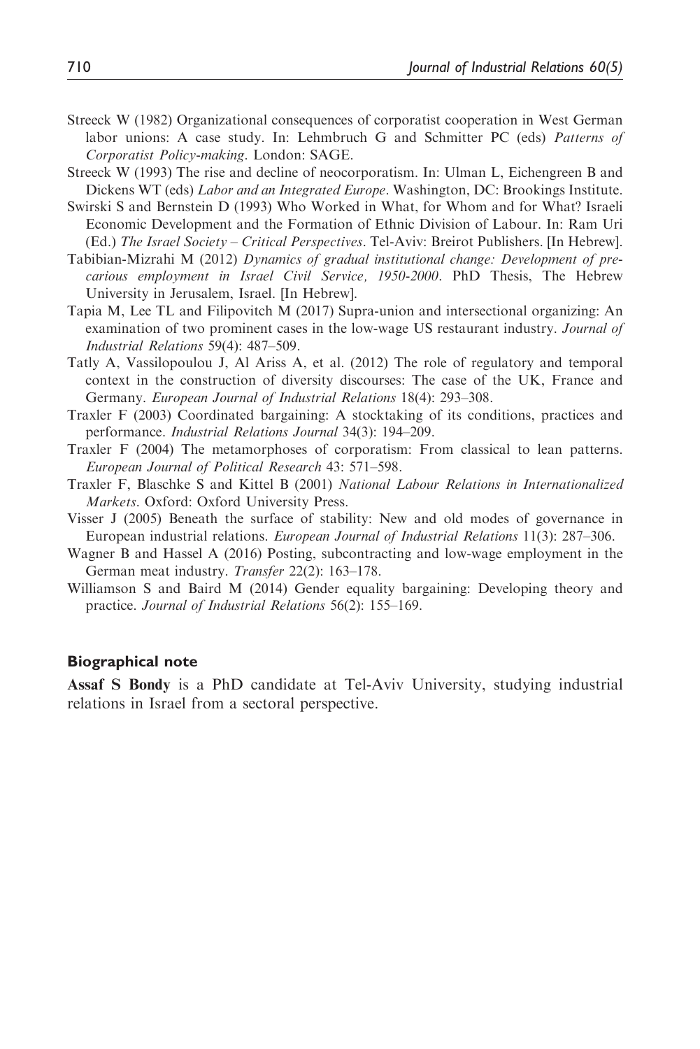Streeck W (1982) Organizational consequences of corporatist cooperation in West German labor unions: A case study. In: Lehmbruch G and Schmitter PC (eds) *Patterns of Corporatist Policy-making*. London: SAGE.

Streeck W (1993) The rise and decline of neocorporatism. In: Ulman L, Eichengreen B and Dickens WT (eds) *Labor and an Integrated Europe*. Washington, DC: Brookings Institute.

Swirski S and Bernstein D (1993) Who Worked in What, for Whom and for What? Israeli Economic Development and the Formation of Ethnic Division of Labour. In: Ram Uri (Ed.) *The Israel Society – Critical Perspectives*. Tel-Aviv: Breirot Publishers. [In Hebrew].

Tabibian-Mizrahi M (2012) *Dynamics of gradual institutional change: Development of precarious employment in Israel Civil Service, 1950-2000*. PhD Thesis, The Hebrew University in Jerusalem, Israel. [In Hebrew].

Tapia M, Lee TL and Filipovitch M (2017) Supra-union and intersectional organizing: An examination of two prominent cases in the low-wage US restaurant industry. *Journal of Industrial Relations* 59(4): 487–509.

Tatly A, Vassilopoulou J, Al Ariss A, et al. (2012) The role of regulatory and temporal context in the construction of diversity discourses: The case of the UK, France and Germany. *European Journal of Industrial Relations* 18(4): 293–308.

Traxler F (2003) Coordinated bargaining: A stocktaking of its conditions, practices and performance. *Industrial Relations Journal* 34(3): 194–209.

Traxler F (2004) The metamorphoses of corporatism: From classical to lean patterns. *European Journal of Political Research* 43: 571–598.

Traxler F, Blaschke S and Kittel B (2001) *National Labour Relations in Internationalized Markets*. Oxford: Oxford University Press.

Visser J (2005) Beneath the surface of stability: New and old modes of governance in European industrial relations. *European Journal of Industrial Relations* 11(3): 287–306.

Wagner B and Hassel A (2016) Posting, subcontracting and low-wage employment in the German meat industry. *Transfer* 22(2): 163–178.

Williamson S and Baird M (2014) Gender equality bargaining: Developing theory and practice. *Journal of Industrial Relations* 56(2): 155–169.

### Biographical note

**Assaf S Bondy** is a PhD candidate at Tel-Aviv University, studying industrial relations in Israel from a sectoral perspective.